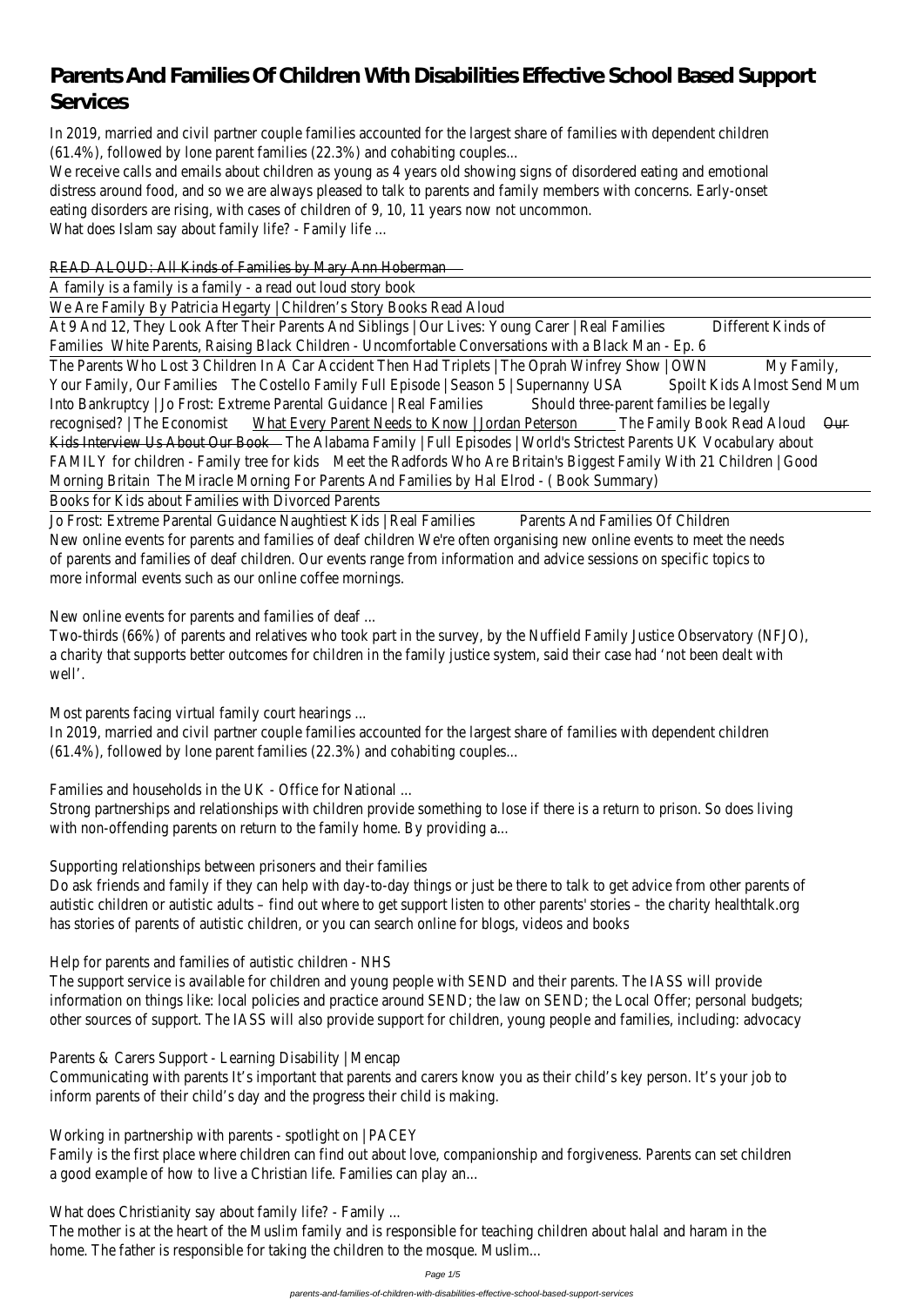# Parents And Families Of Children With Disabilities Effective School Based Support Services

In 2019, married and civil partner couple families accounted for the largest share of families with dependent children (61.4%), followed by lone parent families (22.3%) and cohabiting couples...

We receive calls and emails about children as young as 4 years old showing signs of disordered eating and emotional distress around food, and so we are always pleased to talk to parents and family members with concerns. Early-onset eating disorders are rising, with cases of children of 9, 10, 11 years now not uncommon.

What does Islam say about family life? - Family life ...

READ ALOUD: All Kinds of Families by Mary Ann Hoberman

A family is a family is a family - a read out loud story book

We Are Family By Patricia Hegarty | Children's Story Books Read Aloud

At 9 And 12, They Look After Their Parents And Siblings | Our Lives: Young Carer | Real Families Different Kinds of Families White Parents, Raising Black Children - Uncomfortable Conversations with a Black Man - Ep. 6

The Parents Who Lost 3 Children In A Car Accident Then Had Triplets | The Oprah Winfrey Show | OWN My Family, Your Family, Our Families The Costello Family Full Episode | Season 5 | Supernanny USA Spoilt Kids Almost Send Mum Into Bankruptcy | Jo Frost: Extreme Parental Guidance | Real Families Should three-parent families be legally recognised? | The Economist What Every Parent Needs to Know | Jordan Peterson The Family Book Read Aloud ~~Our Kids Interview Us About Our Book~~ The Alabama Family | Full Episodes | World's Strictest Parents UK Vocabulary about FAMILY for children - Family tree for kids Meet the Radfords Who Are Britain's Biggest Family With 21 Children | Good Morning Britain The Miracle Morning For Parents And Families by Hal Elrod - ( Book Summary)

Books for Kids about Families with Divorced Parents

Jo Frost: Extreme Parental Guidance Naughtiest Kids | Real Families Parents And Families Of Children

New online events for parents and families of deaf children We're often organising new online events to meet the needs of parents and families of deaf children. Our events range from information and advice sessions on specific topics to more informal events such as our online coffee mornings.

New online events for parents and families of deaf ...

Two-thirds (66%) of parents and relatives who took part in the survey, by the Nuffield Family Justice Observatory (NFJO), a charity that supports better outcomes for children in the family justice system, said their case had 'not been dealt with well'.

Most parents facing virtual family court hearings ...

In 2019, married and civil partner couple families accounted for the largest share of families with dependent children (61.4%), followed by lone parent families (22.3%) and cohabiting couples...

Families and households in the UK - Office for National ...

Strong partnerships and relationships with children provide something to lose if there is a return to prison. So does living with non-offending parents on return to the family home. By providing a...

Supporting relationships between prisoners and their families

Do ask friends and family if they can help with day-to-day things or just be there to talk to get advice from other parents of autistic children or autistic adults – find out where to get support listen to other parents' stories – the charity healthtalk.org has stories of parents of autistic children, or you can search online for blogs, videos and books

Help for parents and families of autistic children - NHS

The support service is available for children and young people with SEND and their parents. The IASS will provide information on things like: local policies and practice around SEND; the law on SEND; the Local Offer; personal budgets; other sources of support. The IASS will also provide support for children, young people and families, including: advocacy

Parents & Carers Support - Learning Disability | Mencap

Communicating with parents It's important that parents and carers know you as their child's key person. It's your job to inform parents of their child's day and the progress their child is making.

Working in partnership with parents - spotlight on | PACEY

Family is the first place where children can find out about love, companionship and forgiveness. Parents can set children a good example of how to live a Christian life. Families can play an...

What does Christianity say about family life? - Family ...

The mother is at the heart of the Muslim family and is responsible for teaching children about halal and haram in the home. The father is responsible for taking the children to the mosque. Muslim...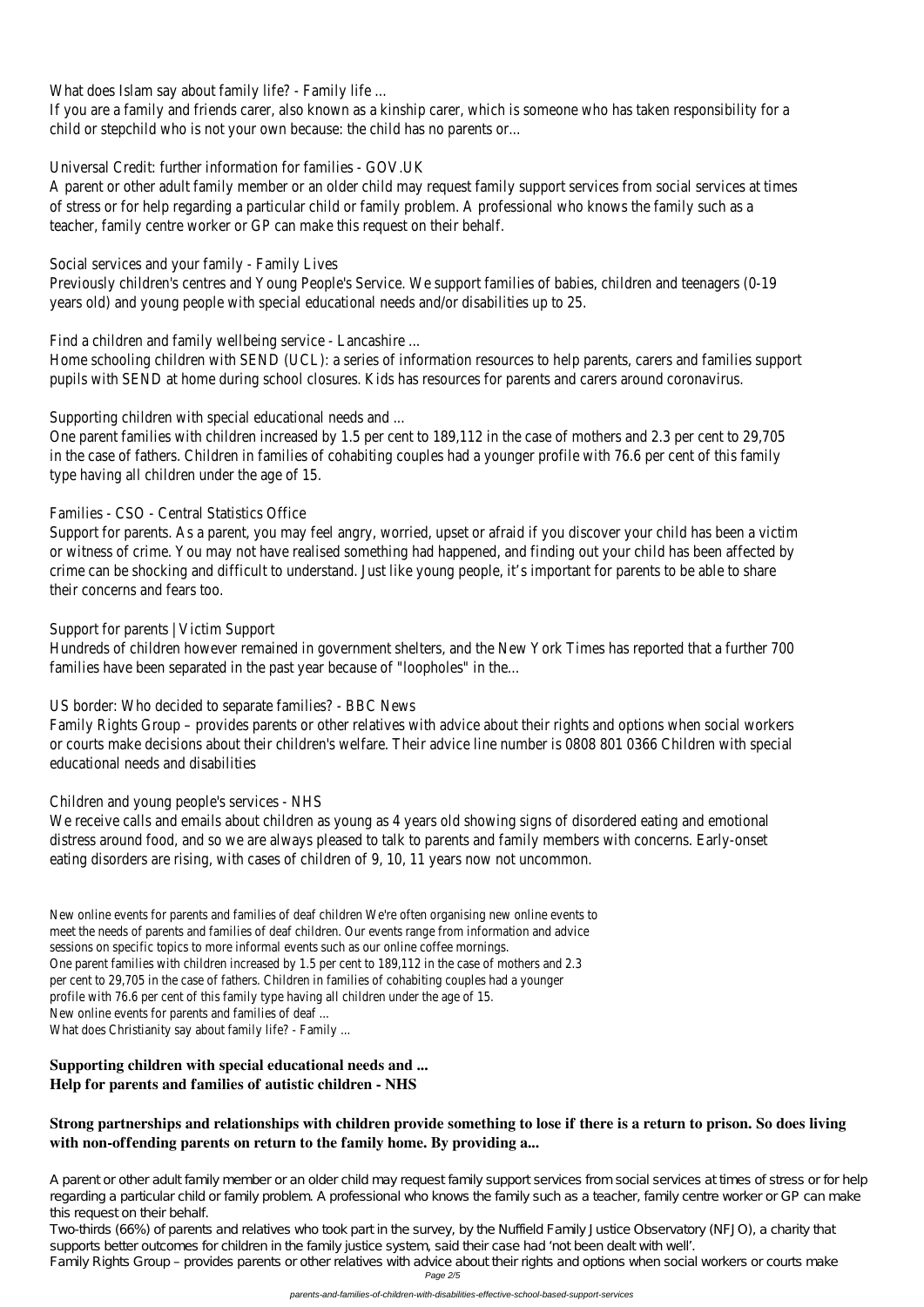What does Islam say about family life? - Family life ...

If you are a family and friends carer, also known as a kinship carer, which is someone who has taken responsibility for a child or stepchild who is not your own because: the child has no parents or...

Universal Credit: further information for families - GOV.UK

A parent or other adult family member or an older child may request family support services from social services at times of stress or for help regarding a particular child or family problem. A professional who knows the family such as a teacher, family centre worker or GP can make this request on their behalf.

Social services and your family - Family Lives

Previously children's centres and Young People's Service. We support families of babies, children and teenagers (0-19 years old) and young people with special educational needs and/or disabilities up to 25.

Find a children and family wellbeing service - Lancashire ...

Home schooling children with SEND (UCL): a series of information resources to help parents, carers and families support pupils with SEND at home during school closures. Kids has resources for parents and carers around coronavirus.

Supporting children with special educational needs and ...

One parent families with children increased by 1.5 per cent to 189,112 in the case of mothers and 2.3 per cent to 29,705 in the case of fathers. Children in families of cohabiting couples had a younger profile with 76.6 per cent of this family type having all children under the age of 15.

Families - CSO - Central Statistics Office

Support for parents. As a parent, you may feel angry, worried, upset or afraid if you discover your child has been a victim or witness of crime. You may not have realised something had happened, and finding out your child has been affected by crime can be shocking and difficult to understand. Just like young people, it's important for parents to be able to share their concerns and fears too.

Support for parents | Victim Support

Hundreds of children however remained in government shelters, and the New York Times has reported that a further 700 families have been separated in the past year because of "loopholes" in the...

US border: Who decided to separate families? - BBC News

Family Rights Group – provides parents or other relatives with advice about their rights and options when social workers or courts make decisions about their children's welfare. Their advice line number is 0808 801 0366 Children with special educational needs and disabilities

Children and young people's services - NHS

We receive calls and emails about children as young as 4 years old showing signs of disordered eating and emotional distress around food, and so we are always pleased to talk to parents and family members with concerns. Early-onset eating disorders are rising, with cases of children of 9, 10, 11 years now not uncommon.

New online events for parents and families of deaf children We're often organising new online events to meet the needs of parents and families of deaf children. Our events range from information and advice sessions on specific topics to more informal events such as our online coffee mornings.
One parent families with children increased by 1.5 per cent to 189,112 in the case of mothers and 2.3 per cent to 29,705 in the case of fathers. Children in families of cohabiting couples had a younger profile with 76.6 per cent of this family type having all children under the age of 15.
New online events for parents and families of deaf ...
What does Christianity say about family life? - Family ...

**Supporting children with special educational needs and ...**
**Help for parents and families of autistic children - NHS**

**Strong partnerships and relationships with children provide something to lose if there is a return to prison. So does living with non-offending parents on return to the family home. By providing a...**

A parent or other adult family member or an older child may request family support services from social services at times of stress or for help regarding a particular child or family problem. A professional who knows the family such as a teacher, family centre worker or GP can make this request on their behalf.
Two-thirds (66%) of parents and relatives who took part in the survey, by the Nuffield Family Justice Observatory (NFJO), a charity that supports better outcomes for children in the family justice system, said their case had 'not been dealt with well'.
Family Rights Group – provides parents or other relatives with advice about their rights and options when social workers or courts make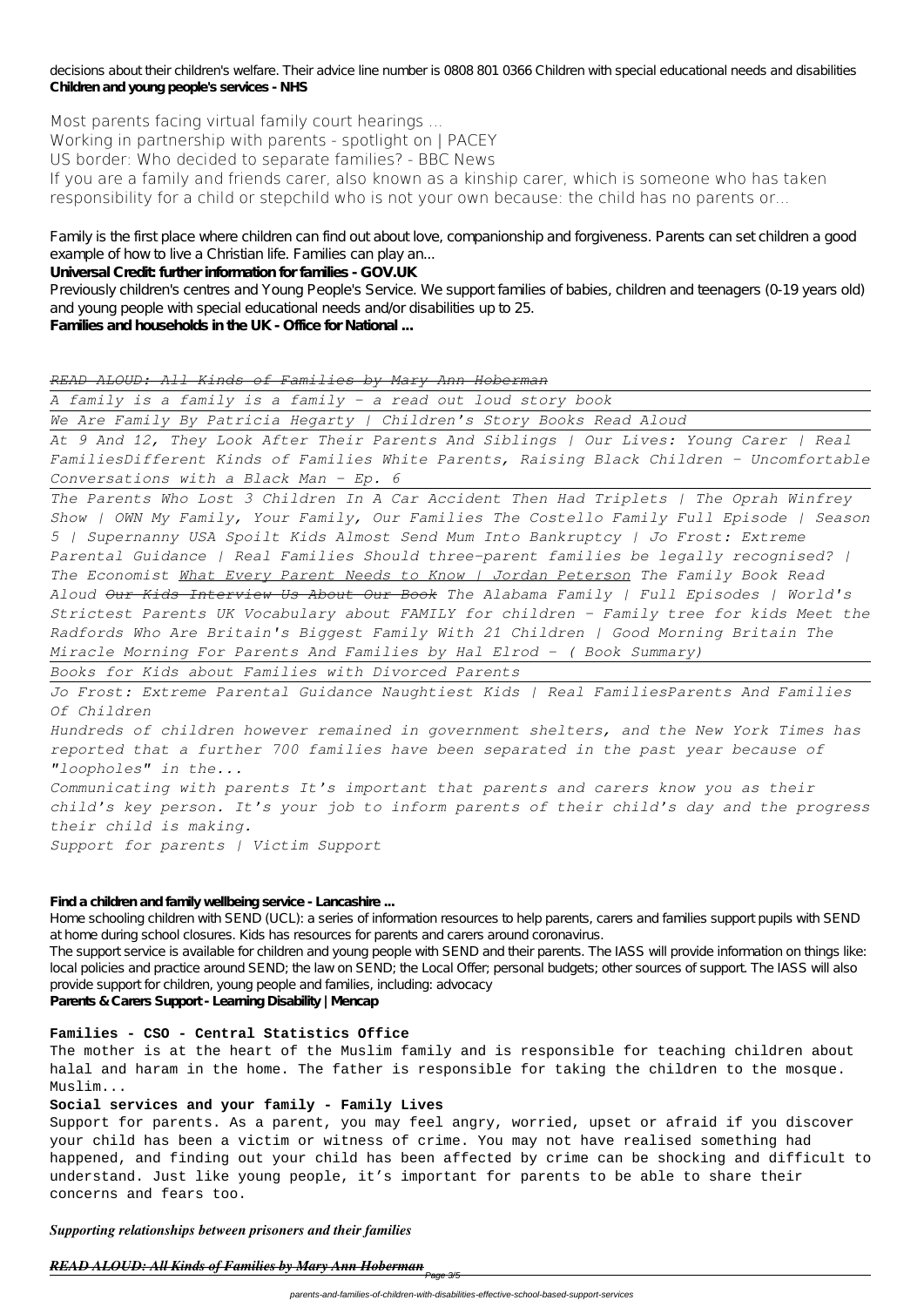decisions about their children's welfare. Their advice line number is 0808 801 0366 Children with special educational needs and disabilities
**Children and young people's services - NHS**

Most parents facing virtual family court hearings ...
Working in partnership with parents - spotlight on | PACEY
US border: Who decided to separate families? - BBC News
If you are a family and friends carer, also known as a kinship carer, which is someone who has taken responsibility for a child or stepchild who is not your own because: the child has no parents or...

Family is the first place where children can find out about love, companionship and forgiveness. Parents can set children a good example of how to live a Christian life. Families can play an...
**Universal Credit: further information for families - GOV.UK**
Previously children's centres and Young People's Service. We support families of babies, children and teenagers (0-19 years old) and young people with special educational needs and/or disabilities up to 25.
**Families and households in the UK - Office for National ...**

*READ ALOUD: All Kinds of Families by Mary Ann Hoberman*

*A family is a family is a family - a read out loud story book*

*We Are Family By Patricia Hegarty | Children's Story Books Read Aloud*

*At 9 And 12, They Look After Their Parents And Siblings | Our Lives: Young Carer | Real FamiliesDifferent Kinds of Families White Parents, Raising Black Children - Uncomfortable Conversations with a Black Man - Ep. 6*

*The Parents Who Lost 3 Children In A Car Accident Then Had Triplets | The Oprah Winfrey Show | OWN My Family, Your Family, Our Families The Costello Family Full Episode | Season 5 | Supernanny USA Spoilt Kids Almost Send Mum Into Bankruptcy | Jo Frost: Extreme Parental Guidance | Real Families Should three-parent families be legally recognised? | The Economist What Every Parent Needs to Know | Jordan Peterson The Family Book Read Aloud Our Kids Interview Us About Our Book The Alabama Family | Full Episodes | World's Strictest Parents UK Vocabulary about FAMILY for children - Family tree for kids Meet the Radfords Who Are Britain's Biggest Family With 21 Children | Good Morning Britain The Miracle Morning For Parents And Families by Hal Elrod - ( Book Summary)*

*Books for Kids about Families with Divorced Parents*

*Jo Frost: Extreme Parental Guidance Naughtiest Kids | Real FamiliesParents And Families Of Children*

*Hundreds of children however remained in government shelters, and the New York Times has reported that a further 700 families have been separated in the past year because of "loopholes" in the...*

*Communicating with parents It's important that parents and carers know you as their child's key person. It's your job to inform parents of their child's day and the progress their child is making.*

*Support for parents | Victim Support*

**Find a children and family wellbeing service - Lancashire ...**

Home schooling children with SEND (UCL): a series of information resources to help parents, carers and families support pupils with SEND at home during school closures. Kids has resources for parents and carers around coronavirus.

The support service is available for children and young people with SEND and their parents. The IASS will provide information on things like: local policies and practice around SEND; the law on SEND; the Local Offer; personal budgets; other sources of support. The IASS will also provide support for children, young people and families, including: advocacy

**Parents & Carers Support - Learning Disability | Mencap**

**Families - CSO - Central Statistics Office**

The mother is at the heart of the Muslim family and is responsible for teaching children about halal and haram in the home. The father is responsible for taking the children to the mosque. Muslim...

**Social services and your family - Family Lives**

Support for parents. As a parent, you may feel angry, worried, upset or afraid if you discover your child has been a victim or witness of crime. You may not have realised something had happened, and finding out your child has been affected by crime can be shocking and difficult to understand. Just like young people, it's important for parents to be able to share their concerns and fears too.

***Supporting relationships between prisoners and their families***

***READ ALOUD: All Kinds of Families by Mary Ann Hoberman***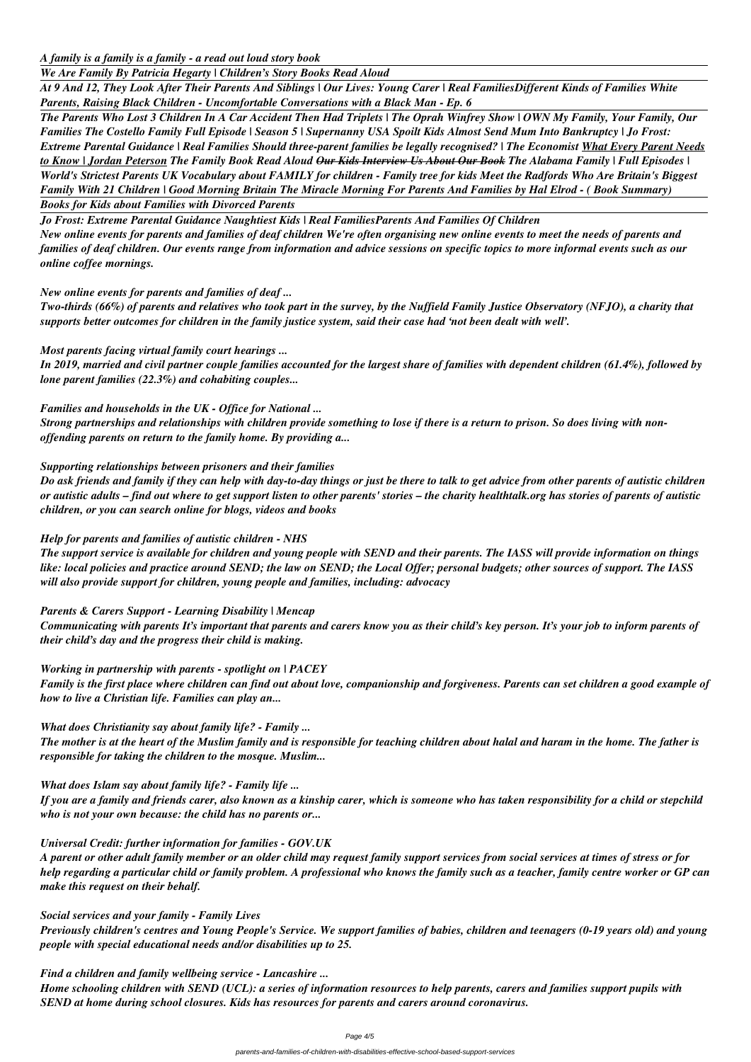*A family is a family is a family - a read out loud story book*

*We Are Family By Patricia Hegarty | Children's Story Books Read Aloud*

*At 9 And 12, They Look After Their Parents And Siblings | Our Lives: Young Carer | Real FamiliesDifferent Kinds of Families White Parents, Raising Black Children - Uncomfortable Conversations with a Black Man - Ep. 6*

*The Parents Who Lost 3 Children In A Car Accident Then Had Triplets | The Oprah Winfrey Show | OWN My Family, Your Family, Our Families The Costello Family Full Episode | Season 5 | Supernanny USA Spoilt Kids Almost Send Mum Into Bankruptcy | Jo Frost: Extreme Parental Guidance | Real Families Should three-parent families be legally recognised? | The Economist What Every Parent Needs to Know | Jordan Peterson The Family Book Read Aloud ~~Our Kids Interview Us About Our Book~~ The Alabama Family | Full Episodes | World's Strictest Parents UK Vocabulary about FAMILY for children - Family tree for kids Meet the Radfords Who Are Britain's Biggest Family With 21 Children | Good Morning Britain The Miracle Morning For Parents And Families by Hal Elrod - ( Book Summary)*

*Books for Kids about Families with Divorced Parents*

*Jo Frost: Extreme Parental Guidance Naughtiest Kids | Real FamiliesParents And Families Of Children*

*New online events for parents and families of deaf children We're often organising new online events to meet the needs of parents and families of deaf children. Our events range from information and advice sessions on specific topics to more informal events such as our online coffee mornings.*

*New online events for parents and families of deaf ...*

*Two-thirds (66%) of parents and relatives who took part in the survey, by the Nuffield Family Justice Observatory (NFJO), a charity that supports better outcomes for children in the family justice system, said their case had 'not been dealt with well'.*

*Most parents facing virtual family court hearings ...*

*In 2019, married and civil partner couple families accounted for the largest share of families with dependent children (61.4%), followed by lone parent families (22.3%) and cohabiting couples...*

*Families and households in the UK - Office for National ...*

*Strong partnerships and relationships with children provide something to lose if there is a return to prison. So does living with non-offending parents on return to the family home. By providing a...*

*Supporting relationships between prisoners and their families*

*Do ask friends and family if they can help with day-to-day things or just be there to talk to get advice from other parents of autistic children or autistic adults – find out where to get support listen to other parents' stories – the charity healthtalk.org has stories of parents of autistic children, or you can search online for blogs, videos and books*

*Help for parents and families of autistic children - NHS*

*The support service is available for children and young people with SEND and their parents. The IASS will provide information on things like: local policies and practice around SEND; the law on SEND; the Local Offer; personal budgets; other sources of support. The IASS will also provide support for children, young people and families, including: advocacy*

*Parents & Carers Support - Learning Disability | Mencap*

*Communicating with parents It's important that parents and carers know you as their child's key person. It's your job to inform parents of their child's day and the progress their child is making.*

*Working in partnership with parents - spotlight on | PACEY*

*Family is the first place where children can find out about love, companionship and forgiveness. Parents can set children a good example of how to live a Christian life. Families can play an...*

*What does Christianity say about family life? - Family ...*

*The mother is at the heart of the Muslim family and is responsible for teaching children about halal and haram in the home. The father is responsible for taking the children to the mosque. Muslim...*

*What does Islam say about family life? - Family life ...*

*If you are a family and friends carer, also known as a kinship carer, which is someone who has taken responsibility for a child or stepchild who is not your own because: the child has no parents or...*

*Universal Credit: further information for families - GOV.UK*

*A parent or other adult family member or an older child may request family support services from social services at times of stress or for help regarding a particular child or family problem. A professional who knows the family such as a teacher, family centre worker or GP can make this request on their behalf.*

*Social services and your family - Family Lives*

*Previously children's centres and Young People's Service. We support families of babies, children and teenagers (0-19 years old) and young people with special educational needs and/or disabilities up to 25.*

*Find a children and family wellbeing service - Lancashire ...*

*Home schooling children with SEND (UCL): a series of information resources to help parents, carers and families support pupils with SEND at home during school closures. Kids has resources for parents and carers around coronavirus.*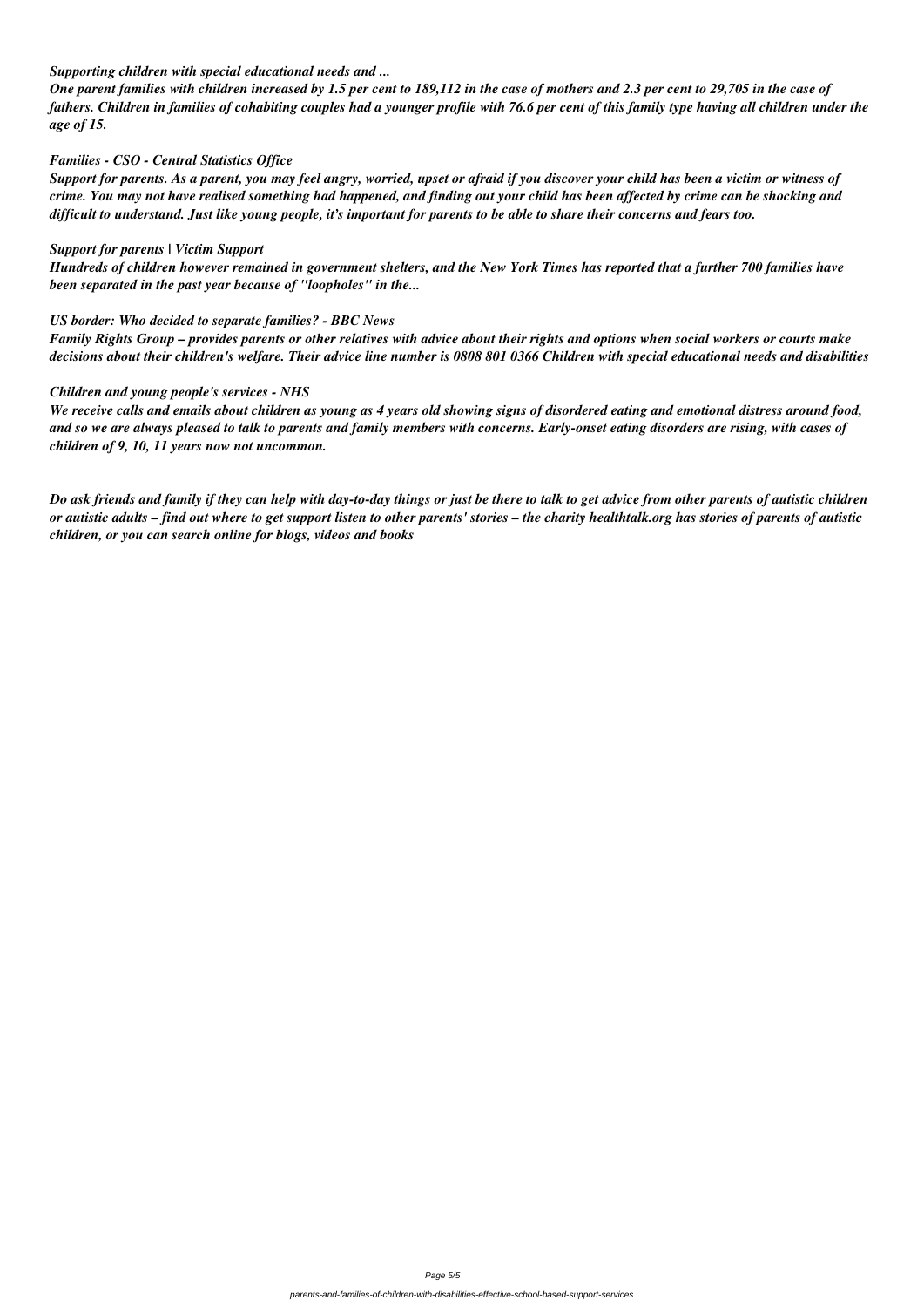*Supporting children with special educational needs and ...*

***One parent families with children increased by 1.5 per cent to 189,112 in the case of mothers and 2.3 per cent to 29,705 in the case of fathers. Children in families of cohabiting couples had a younger profile with 76.6 per cent of this family type having all children under the age of 15.***

*Families - CSO - Central Statistics Office*

***Support for parents. As a parent, you may feel angry, worried, upset or afraid if you discover your child has been a victim or witness of crime. You may not have realised something had happened, and finding out your child has been affected by crime can be shocking and difficult to understand. Just like young people, it's important for parents to be able to share their concerns and fears too.***

*Support for parents | Victim Support*

***Hundreds of children however remained in government shelters, and the New York Times has reported that a further 700 families have been separated in the past year because of "loopholes" in the...***

*US border: Who decided to separate families? - BBC News*

***Family Rights Group – provides parents or other relatives with advice about their rights and options when social workers or courts make decisions about their children's welfare. Their advice line number is 0808 801 0366 Children with special educational needs and disabilities***

*Children and young people's services - NHS*

***We receive calls and emails about children as young as 4 years old showing signs of disordered eating and emotional distress around food, and so we are always pleased to talk to parents and family members with concerns. Early-onset eating disorders are rising, with cases of children of 9, 10, 11 years now not uncommon.***

***Do ask friends and family if they can help with day-to-day things or just be there to talk to get advice from other parents of autistic children or autistic adults – find out where to get support listen to other parents' stories – the charity healthtalk.org has stories of parents of autistic children, or you can search online for blogs, videos and books***